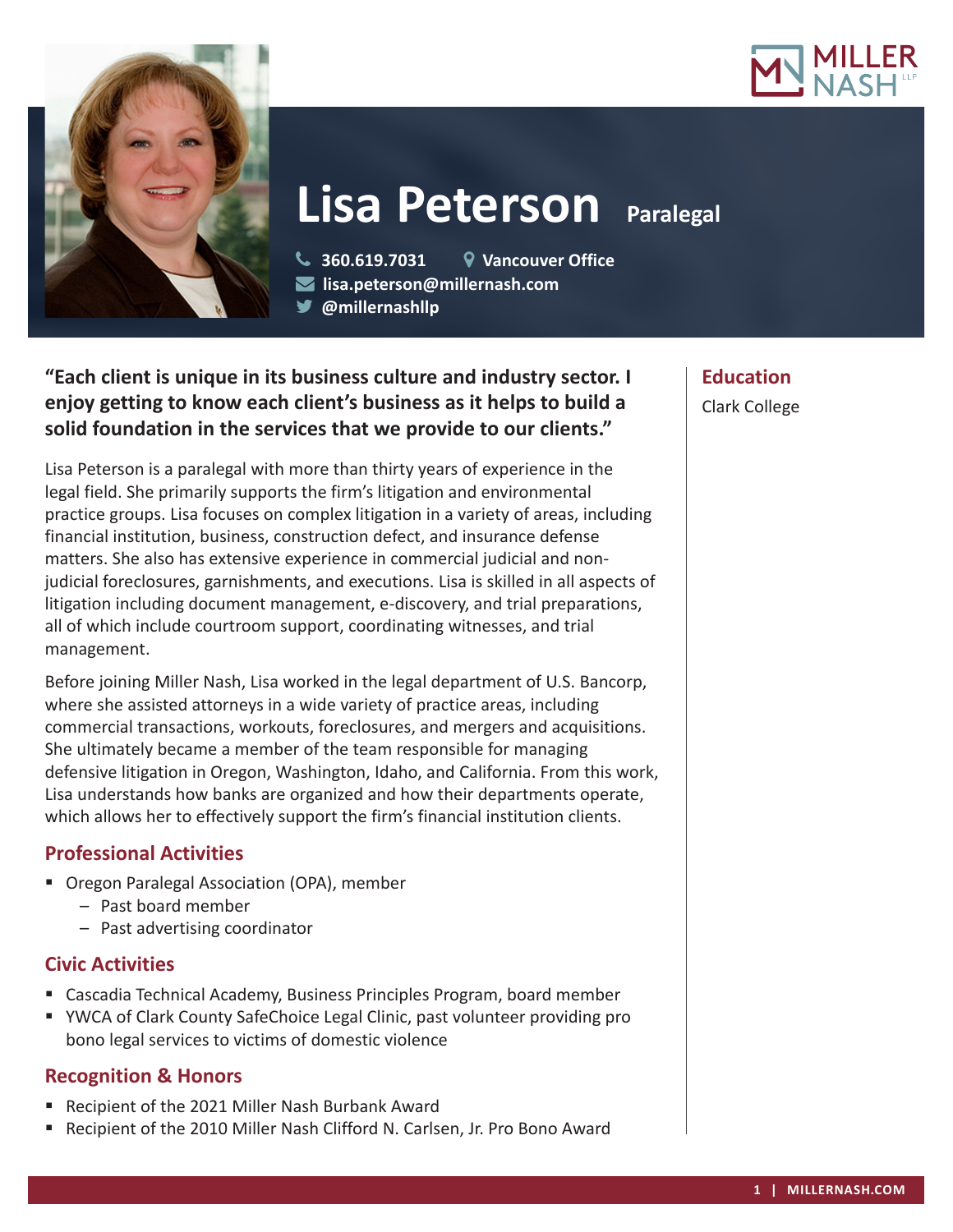# Lisa Peterson Paralegal

360.619.7031 | Vancouver Office
lisa.peterson@millernash.com
@millernashllp

**"Each client is unique in its business culture and industry sector. I enjoy getting to know each client's business as it helps to build a solid foundation in the services that we provide to our clients."**

Lisa Peterson is a paralegal with more than thirty years of experience in the legal field. She primarily supports the firm's litigation and environmental practice groups. Lisa focuses on complex litigation in a variety of areas, including financial institution, business, construction defect, and insurance defense matters. She also has extensive experience in commercial judicial and non-judicial foreclosures, garnishments, and executions. Lisa is skilled in all aspects of litigation including document management, e-discovery, and trial preparations, all of which include courtroom support, coordinating witnesses, and trial management.

Before joining Miller Nash, Lisa worked in the legal department of U.S. Bancorp, where she assisted attorneys in a wide variety of practice areas, including commercial transactions, workouts, foreclosures, and mergers and acquisitions. She ultimately became a member of the team responsible for managing defensive litigation in Oregon, Washington, Idaho, and California. From this work, Lisa understands how banks are organized and how their departments operate, which allows her to effectively support the firm's financial institution clients.

## Professional Activities

- Oregon Paralegal Association (OPA), member
  - Past board member
  - Past advertising coordinator

## Civic Activities

- Cascadia Technical Academy, Business Principles Program, board member
- YWCA of Clark County SafeChoice Legal Clinic, past volunteer providing pro bono legal services to victims of domestic violence

## Recognition & Honors

- Recipient of the 2021 Miller Nash Burbank Award
- Recipient of the 2010 Miller Nash Clifford N. Carlsen, Jr. Pro Bono Award

## Education

Clark College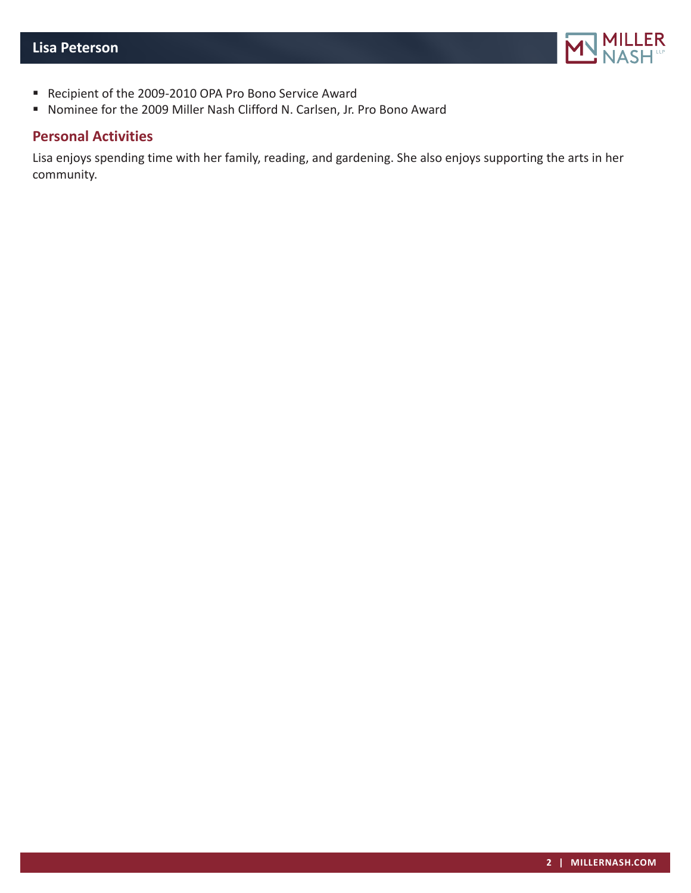- Recipient of the 2009-2010 OPA Pro Bono Service Award
- Nominee for the 2009 Miller Nash Clifford N. Carlsen, Jr. Pro Bono Award

## Personal Activities

Lisa enjoys spending time with her family, reading, and gardening. She also enjoys supporting the arts in her community.